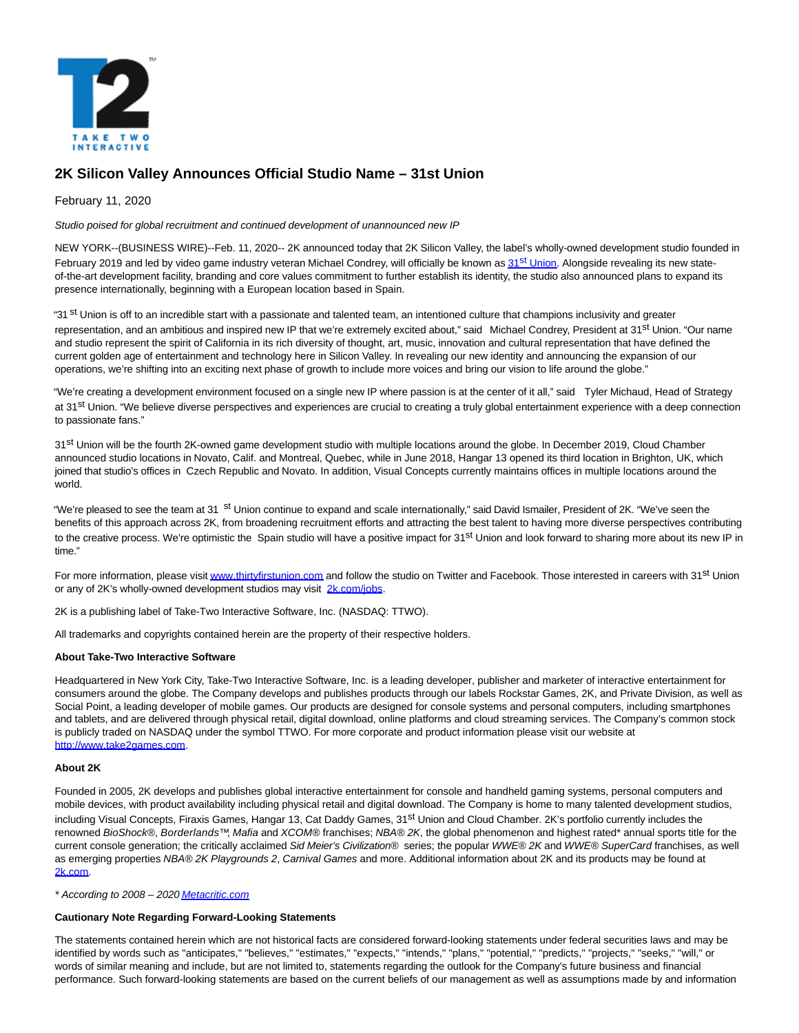# 2K Silicon Valley Announces Official Studio Name – 31st Union

February 11, 2020

*Studio poised for global recruitment and continued development of unannounced new IP*

NEW YORK--(BUSINESS WIRE)--Feb. 11, 2020-- 2K announced today that 2K Silicon Valley, the label's wholly-owned development studio founded in February 2019 and led by video game industry veteran Michael Condrey, will officially be known as 31st Union. Alongside revealing its new state-of-the-art development facility, branding and core values commitment to further establish its identity, the studio also announced plans to expand its presence internationally, beginning with a European location based in Spain.

"31st Union is off to an incredible start with a passionate and talented team, an intentioned culture that champions inclusivity and greater representation, and an ambitious and inspired new IP that we're extremely excited about," said Michael Condrey, President at 31st Union. "Our name and studio represent the spirit of California in its rich diversity of thought, art, music, innovation and cultural representation that have defined the current golden age of entertainment and technology here in Silicon Valley. In revealing our new identity and announcing the expansion of our operations, we're shifting into an exciting next phase of growth to include more voices and bring our vision to life around the globe."

"We're creating a development environment focused on a single new IP where passion is at the center of it all," said Tyler Michaud, Head of Strategy at 31st Union. "We believe diverse perspectives and experiences are crucial to creating a truly global entertainment experience with a deep connection to passionate fans."

31st Union will be the fourth 2K-owned game development studio with multiple locations around the globe. In December 2019, Cloud Chamber announced studio locations in Novato, Calif. and Montreal, Quebec, while in June 2018, Hangar 13 opened its third location in Brighton, UK, which joined that studio's offices in Czech Republic and Novato. In addition, Visual Concepts currently maintains offices in multiple locations around the world.

"We're pleased to see the team at 31st Union continue to expand and scale internationally," said David Ismailer, President of 2K. "We've seen the benefits of this approach across 2K, from broadening recruitment efforts and attracting the best talent to having more diverse perspectives contributing to the creative process. We're optimistic the Spain studio will have a positive impact for 31st Union and look forward to sharing more about its new IP in time."

For more information, please visit www.thirtyfirstunion.com and follow the studio on Twitter and Facebook. Those interested in careers with 31st Union or any of 2K's wholly-owned development studios may visit 2k.com/jobs.

2K is a publishing label of Take-Two Interactive Software, Inc. (NASDAQ: TTWO).

All trademarks and copyrights contained herein are the property of their respective holders.

**About Take-Two Interactive Software**

Headquartered in New York City, Take-Two Interactive Software, Inc. is a leading developer, publisher and marketer of interactive entertainment for consumers around the globe. The Company develops and publishes products through our labels Rockstar Games, 2K, and Private Division, as well as Social Point, a leading developer of mobile games. Our products are designed for console systems and personal computers, including smartphones and tablets, and are delivered through physical retail, digital download, online platforms and cloud streaming services. The Company's common stock is publicly traded on NASDAQ under the symbol TTWO. For more corporate and product information please visit our website at http://www.take2games.com.

**About 2K**

Founded in 2005, 2K develops and publishes global interactive entertainment for console and handheld gaming systems, personal computers and mobile devices, with product availability including physical retail and digital download. The Company is home to many talented development studios, including Visual Concepts, Firaxis Games, Hangar 13, Cat Daddy Games, 31st Union and Cloud Chamber. 2K's portfolio currently includes the renowned *BioShock*®, *Borderlands*™, *Mafia* and *XCOM*® franchises; *NBA® 2K*, the global phenomenon and highest rated* annual sports title for the current console generation; the critically acclaimed *Sid Meier's Civilization*® series; the popular *WWE® 2K* and *WWE® SuperCard* franchises, as well as emerging properties *NBA® 2K Playgrounds 2*, *Carnival Games* and more. Additional information about 2K and its products may be found at 2k.com.

*\* According to 2008 – 2020 Metacritic.com*

**Cautionary Note Regarding Forward-Looking Statements**

The statements contained herein which are not historical facts are considered forward-looking statements under federal securities laws and may be identified by words such as "anticipates," "believes," "estimates," "expects," "intends," "plans," "potential," "predicts," "projects," "seeks," "will," or words of similar meaning and include, but are not limited to, statements regarding the outlook for the Company's future business and financial performance. Such forward-looking statements are based on the current beliefs of our management as well as assumptions made by and information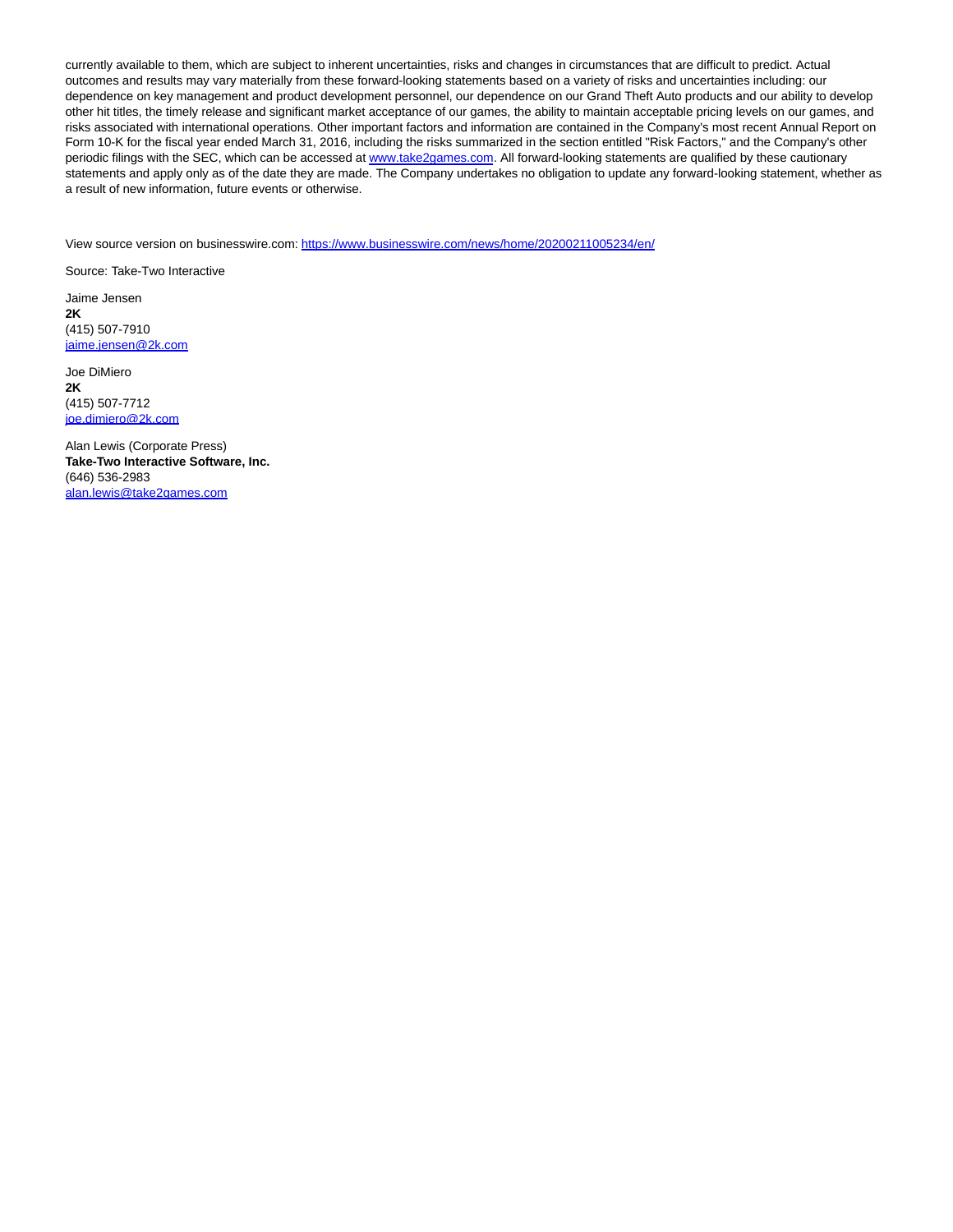currently available to them, which are subject to inherent uncertainties, risks and changes in circumstances that are difficult to predict. Actual outcomes and results may vary materially from these forward-looking statements based on a variety of risks and uncertainties including: our dependence on key management and product development personnel, our dependence on our Grand Theft Auto products and our ability to develop other hit titles, the timely release and significant market acceptance of our games, the ability to maintain acceptable pricing levels on our games, and risks associated with international operations. Other important factors and information are contained in the Company's most recent Annual Report on Form 10-K for the fiscal year ended March 31, 2016, including the risks summarized in the section entitled "Risk Factors," and the Company's other periodic filings with the SEC, which can be accessed at www.take2games.com. All forward-looking statements are qualified by these cautionary statements and apply only as of the date they are made. The Company undertakes no obligation to update any forward-looking statement, whether as a result of new information, future events or otherwise.

View source version on businesswire.com: https://www.businesswire.com/news/home/20200211005234/en/

Source: Take-Two Interactive

Jaime Jensen
**2K**
(415) 507-7910
jaime.jensen@2k.com

Joe DiMiero
**2K**
(415) 507-7712
joe.dimiero@2k.com

Alan Lewis (Corporate Press)
**Take-Two Interactive Software, Inc.**
(646) 536-2983
alan.lewis@take2games.com